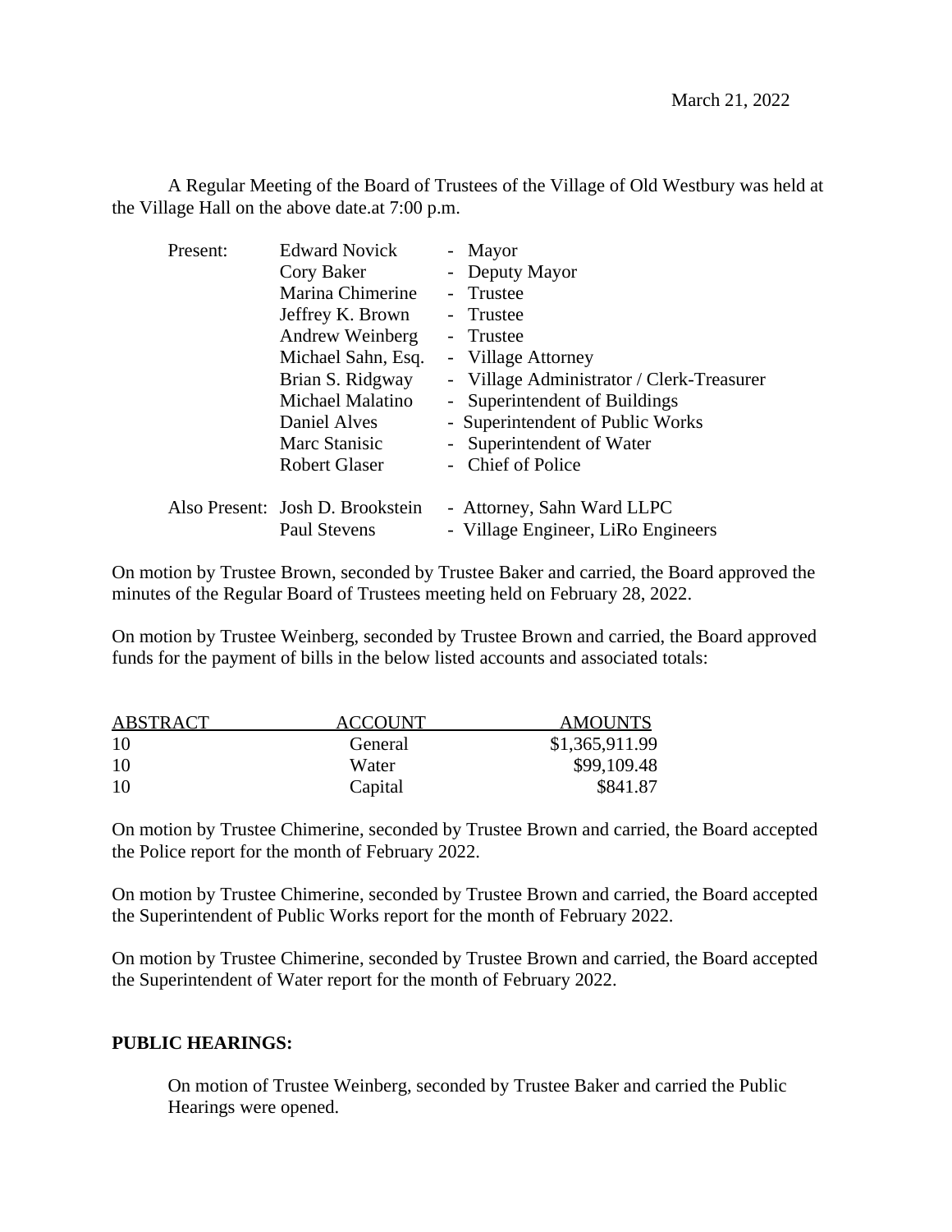March 21, 2022

A Regular Meeting of the Board of Trustees of the Village of Old Westbury was held at the Village Hall on the above date.at 7:00 p.m.

| Present: | Edward Novick | - Mayor |
|---|---|---|
| | Cory Baker | - Deputy Mayor |
| | Marina Chimerine | - Trustee |
| | Jeffrey K. Brown | - Trustee |
| | Andrew Weinberg | - Trustee |
| | Michael Sahn, Esq. | - Village Attorney |
| | Brian S. Ridgway | - Village Administrator / Clerk-Treasurer |
| | Michael Malatino | - Superintendent of Buildings |
| | Daniel Alves | - Superintendent of Public Works |
| | Marc Stanisic | - Superintendent of Water |
| | Robert Glaser | - Chief of Police |
| Also Present: | Josh D. Brookstein | - Attorney, Sahn Ward LLPC |
| | Paul Stevens | - Village Engineer, LiRo Engineers |

On motion by Trustee Brown, seconded by Trustee Baker and carried, the Board approved the minutes of the Regular Board of Trustees meeting held on February 28, 2022.

On motion by Trustee Weinberg, seconded by Trustee Brown and carried, the Board approved funds for the payment of bills in the below listed accounts and associated totals:

| ABSTRACT | ACCOUNT | AMOUNTS |
|---|---|---|
| 10 | General | $1,365,911.99 |
| 10 | Water | $99,109.48 |
| 10 | Capital | $841.87 |

On motion by Trustee Chimerine, seconded by Trustee Brown and carried, the Board accepted the Police report for the month of February 2022.

On motion by Trustee Chimerine, seconded by Trustee Brown and carried, the Board accepted the Superintendent of Public Works report for the month of February 2022.

On motion by Trustee Chimerine, seconded by Trustee Brown and carried, the Board accepted the Superintendent of Water report for the month of February 2022.

**PUBLIC HEARINGS:**

On motion of Trustee Weinberg, seconded by Trustee Baker and carried the Public Hearings were opened.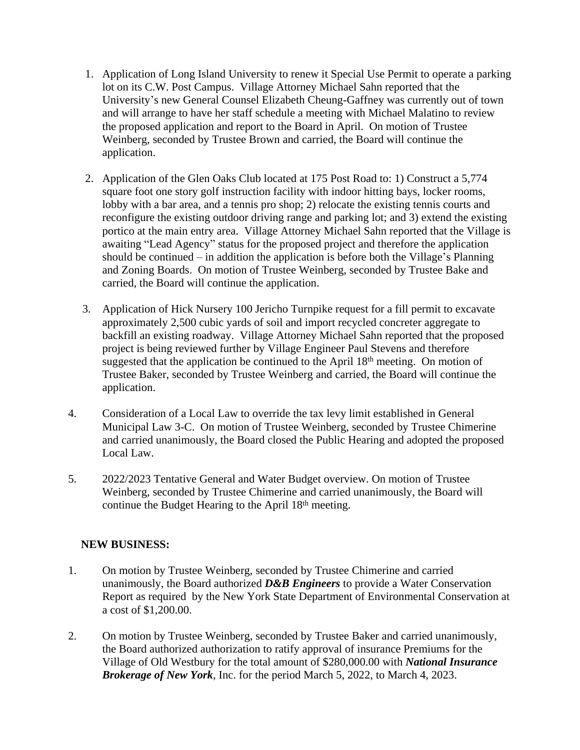1. Application of Long Island University to renew it Special Use Permit to operate a parking lot on its C.W. Post Campus. Village Attorney Michael Sahn reported that the University's new General Counsel Elizabeth Cheung-Gaffney was currently out of town and will arrange to have her staff schedule a meeting with Michael Malatino to review the proposed application and report to the Board in April. On motion of Trustee Weinberg, seconded by Trustee Brown and carried, the Board will continue the application.

2. Application of the Glen Oaks Club located at 175 Post Road to: 1) Construct a 5,774 square foot one story golf instruction facility with indoor hitting bays, locker rooms, lobby with a bar area, and a tennis pro shop; 2) relocate the existing tennis courts and reconfigure the existing outdoor driving range and parking lot; and 3) extend the existing portico at the main entry area. Village Attorney Michael Sahn reported that the Village is awaiting "Lead Agency" status for the proposed project and therefore the application should be continued – in addition the application is before both the Village's Planning and Zoning Boards. On motion of Trustee Weinberg, seconded by Trustee Bake and carried, the Board will continue the application.

3. Application of Hick Nursery 100 Jericho Turnpike request for a fill permit to excavate approximately 2,500 cubic yards of soil and import recycled concreter aggregate to backfill an existing roadway. Village Attorney Michael Sahn reported that the proposed project is being reviewed further by Village Engineer Paul Stevens and therefore suggested that the application be continued to the April 18th meeting. On motion of Trustee Baker, seconded by Trustee Weinberg and carried, the Board will continue the application.

4. Consideration of a Local Law to override the tax levy limit established in General Municipal Law 3-C. On motion of Trustee Weinberg, seconded by Trustee Chimerine and carried unanimously, the Board closed the Public Hearing and adopted the proposed Local Law.

5. 2022/2023 Tentative General and Water Budget overview. On motion of Trustee Weinberg, seconded by Trustee Chimerine and carried unanimously, the Board will continue the Budget Hearing to the April 18th meeting.

**NEW BUSINESS:**

1. On motion by Trustee Weinberg, seconded by Trustee Chimerine and carried unanimously, the Board authorized ***D&B Engineers*** to provide a Water Conservation Report as required by the New York State Department of Environmental Conservation at a cost of $1,200.00.

2. On motion by Trustee Weinberg, seconded by Trustee Baker and carried unanimously, the Board authorized authorization to ratify approval of insurance Premiums for the Village of Old Westbury for the total amount of $280,000.00 with ***National Insurance Brokerage of New York***, Inc. for the period March 5, 2022, to March 4, 2023.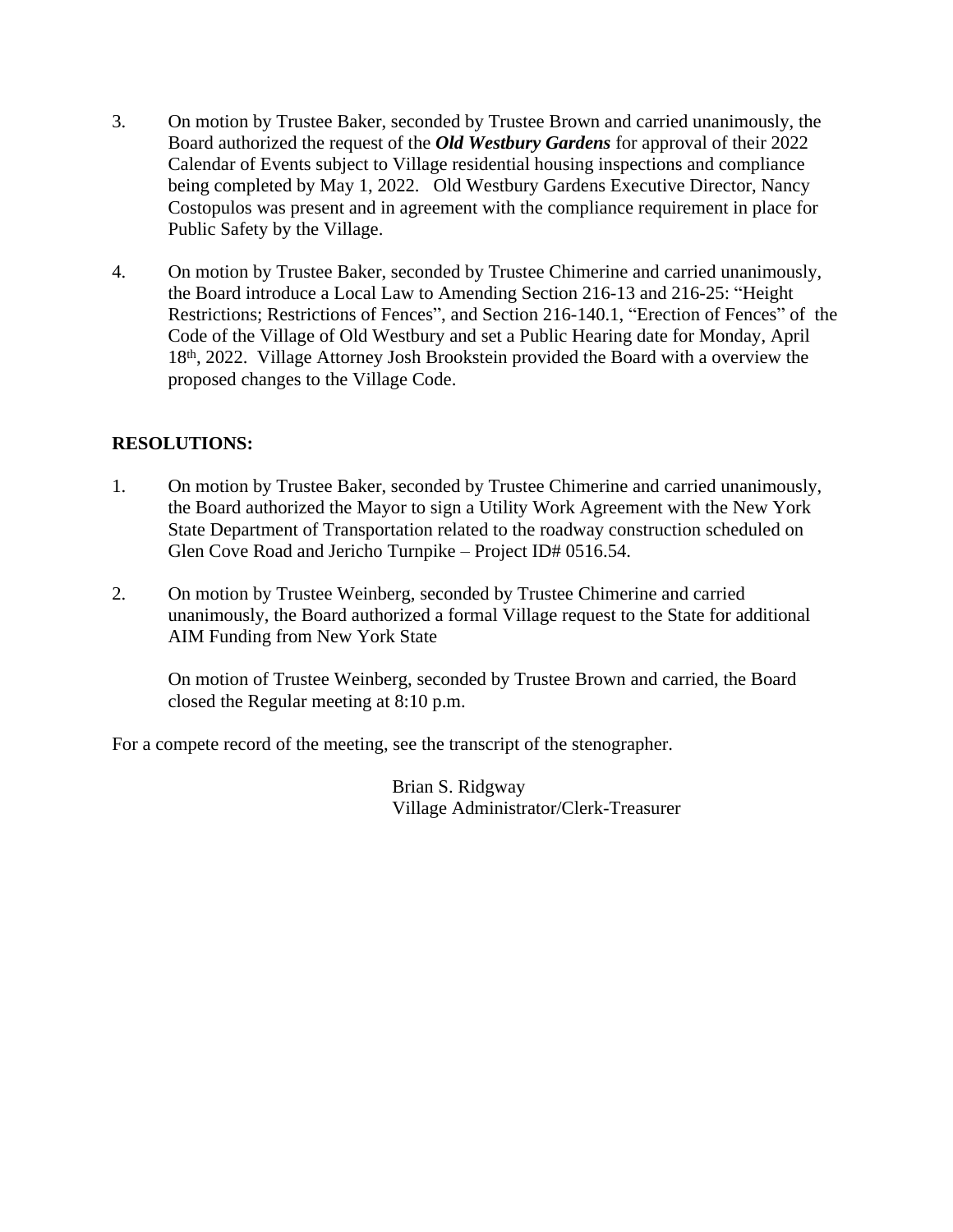3. On motion by Trustee Baker, seconded by Trustee Brown and carried unanimously, the Board authorized the request of the ***Old Westbury Gardens*** for approval of their 2022 Calendar of Events subject to Village residential housing inspections and compliance being completed by May 1, 2022. Old Westbury Gardens Executive Director, Nancy Costopulos was present and in agreement with the compliance requirement in place for Public Safety by the Village.

4. On motion by Trustee Baker, seconded by Trustee Chimerine and carried unanimously, the Board introduce a Local Law to Amending Section 216-13 and 216-25: "Height Restrictions; Restrictions of Fences", and Section 216-140.1, "Erection of Fences" of the Code of the Village of Old Westbury and set a Public Hearing date for Monday, April 18th, 2022. Village Attorney Josh Brookstein provided the Board with a overview the proposed changes to the Village Code.

**RESOLUTIONS:**

1. On motion by Trustee Baker, seconded by Trustee Chimerine and carried unanimously, the Board authorized the Mayor to sign a Utility Work Agreement with the New York State Department of Transportation related to the roadway construction scheduled on Glen Cove Road and Jericho Turnpike – Project ID# 0516.54.

2. On motion by Trustee Weinberg, seconded by Trustee Chimerine and carried unanimously, the Board authorized a formal Village request to the State for additional AIM Funding from New York State

   On motion of Trustee Weinberg, seconded by Trustee Brown and carried, the Board closed the Regular meeting at 8:10 p.m.

For a compete record of the meeting, see the transcript of the stenographer.

Brian S. Ridgway
Village Administrator/Clerk-Treasurer